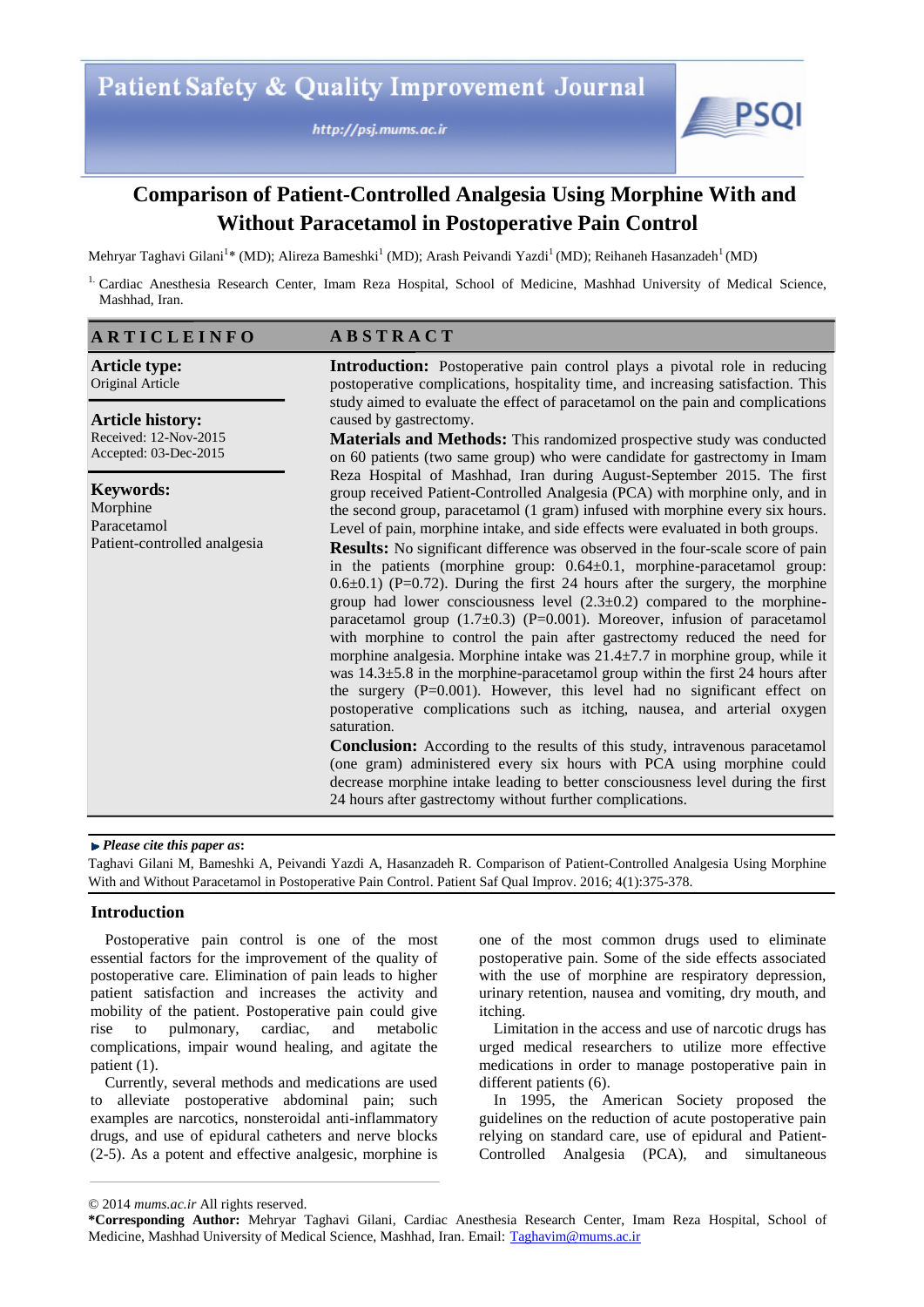# Comparison of Patient-Controlled Analgesia Using Morphine With and Without Paracetamol in Postoperative Pain Control

Mehryar Taghavi Gilani[1]* (MD); Alireza Bameshki[1] (MD); Arash Peivandi Yazdi[1] (MD); Reihaneh Hasanzadeh[1] (MD)

[1] Cardiac Anesthesia Research Center, Imam Reza Hospital, School of Medicine, Mashhad University of Medical Science, Mashhad, Iran.

## ARTICLE INFO

**Article type:**
Original Article

**Article history:**
Received: 12-Nov-2015
Accepted: 03-Dec-2015

**Keywords:**
Morphine
Paracetamol
Patient-controlled analgesia

## ABSTRACT

**Introduction:** Postoperative pain control plays a pivotal role in reducing postoperative complications, hospitality time, and increasing satisfaction. This study aimed to evaluate the effect of paracetamol on the pain and complications caused by gastrectomy.

**Materials and Methods:** This randomized prospective study was conducted on 60 patients (two same group) who were candidate for gastrectomy in Imam Reza Hospital of Mashhad, Iran during August-September 2015. The first group received Patient-Controlled Analgesia (PCA) with morphine only, and in the second group, paracetamol (1 gram) infused with morphine every six hours. Level of pain, morphine intake, and side effects were evaluated in both groups.

**Results:** No significant difference was observed in the four-scale score of pain in the patients (morphine group: 0.64±0.1, morphine-paracetamol group: 0.6±0.1) (P=0.72). During the first 24 hours after the surgery, the morphine group had lower consciousness level (2.3±0.2) compared to the morphine-paracetamol group (1.7±0.3) (P=0.001). Moreover, infusion of paracetamol with morphine to control the pain after gastrectomy reduced the need for morphine analgesia. Morphine intake was 21.4±7.7 in morphine group, while it was 14.3±5.8 in the morphine-paracetamol group within the first 24 hours after the surgery (P=0.001). However, this level had no significant effect on postoperative complications such as itching, nausea, and arterial oxygen saturation.

**Conclusion:** According to the results of this study, intravenous paracetamol (one gram) administered every six hours with PCA using morphine could decrease morphine intake leading to better consciousness level during the first 24 hours after gastrectomy without further complications.

► *Please cite this paper as*:
Taghavi Gilani M, Bameshki A, Peivandi Yazdi A, Hasanzadeh R. Comparison of Patient-Controlled Analgesia Using Morphine With and Without Paracetamol in Postoperative Pain Control. Patient Saf Qual Improv. 2016; 4(1):375-378.

## Introduction

Postoperative pain control is one of the most essential factors for the improvement of the quality of postoperative care. Elimination of pain leads to higher patient satisfaction and increases the activity and mobility of the patient. Postoperative pain could give rise to pulmonary, cardiac, and metabolic complications, impair wound healing, and agitate the patient (1).

Currently, several methods and medications are used to alleviate postoperative abdominal pain; such examples are narcotics, nonsteroidal anti-inflammatory drugs, and use of epidural catheters and nerve blocks (2-5). As a potent and effective analgesic, morphine is one of the most common drugs used to eliminate postoperative pain. Some of the side effects associated with the use of morphine are respiratory depression, urinary retention, nausea and vomiting, dry mouth, and itching.

Limitation in the access and use of narcotic drugs has urged medical researchers to utilize more effective medications in order to manage postoperative pain in different patients (6).

In 1995, the American Society proposed the guidelines on the reduction of acute postoperative pain relying on standard care, use of epidural and Patient-Controlled Analgesia (PCA), and simultaneous

© 2014 *mums.ac.ir* All rights reserved.

***Corresponding Author:** Mehryar Taghavi Gilani, Cardiac Anesthesia Research Center, Imam Reza Hospital, School of Medicine, Mashhad University of Medical Science, Mashhad, Iran. Email: Taghavim@mums.ac.ir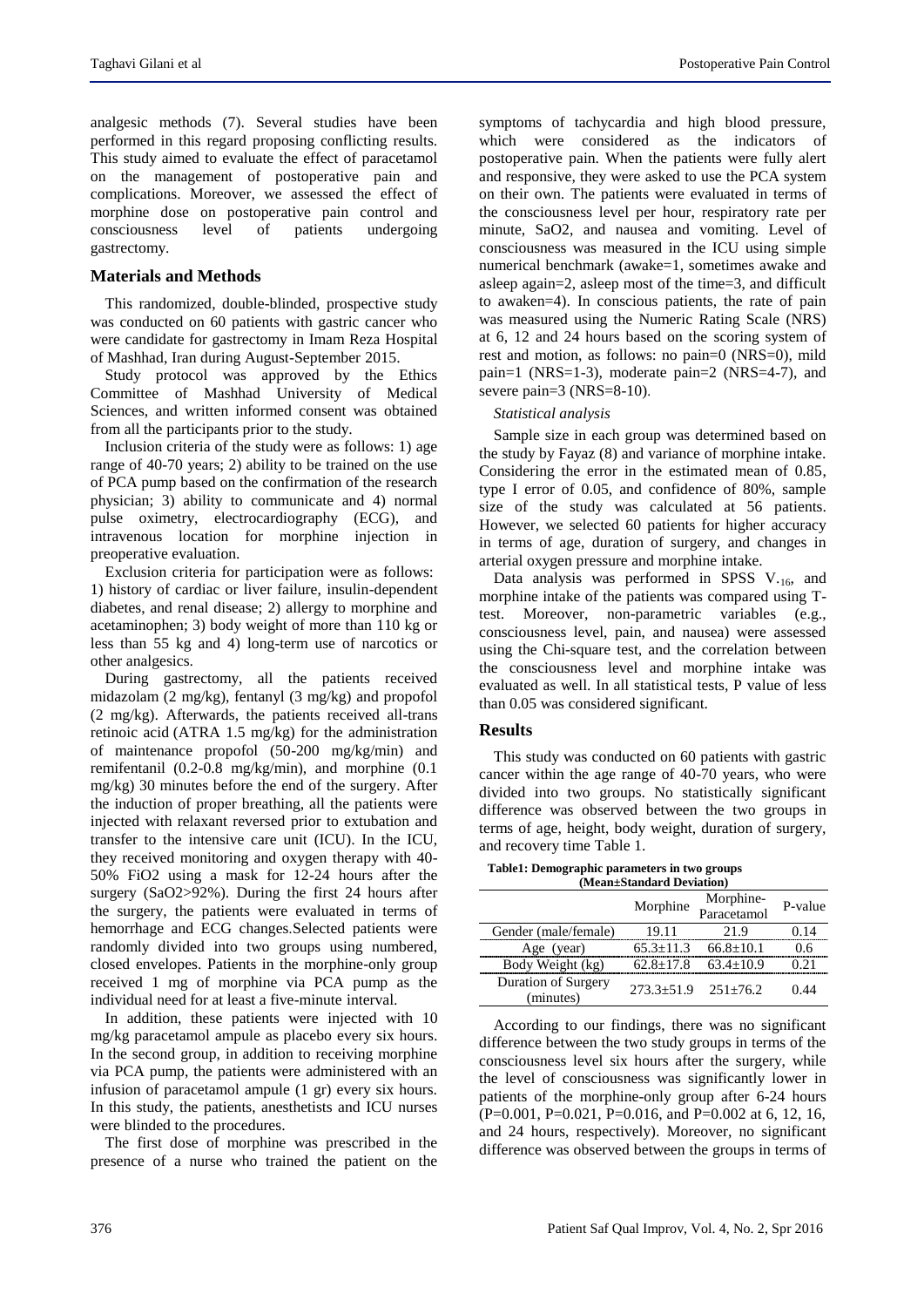analgesic methods (7). Several studies have been performed in this regard proposing conflicting results. This study aimed to evaluate the effect of paracetamol on the management of postoperative pain and complications. Moreover, we assessed the effect of morphine dose on postoperative pain control and consciousness level of patients undergoing gastrectomy.

## Materials and Methods

This randomized, double-blinded, prospective study was conducted on 60 patients with gastric cancer who were candidate for gastrectomy in Imam Reza Hospital of Mashhad, Iran during August-September 2015.

Study protocol was approved by the Ethics Committee of Mashhad University of Medical Sciences, and written informed consent was obtained from all the participants prior to the study.

Inclusion criteria of the study were as follows: 1) age range of 40-70 years; 2) ability to be trained on the use of PCA pump based on the confirmation of the research physician; 3) ability to communicate and 4) normal pulse oximetry, electrocardiography (ECG), and intravenous location for morphine injection in preoperative evaluation.

Exclusion criteria for participation were as follows: 1) history of cardiac or liver failure, insulin-dependent diabetes, and renal disease; 2) allergy to morphine and acetaminophen; 3) body weight of more than 110 kg or less than 55 kg and 4) long-term use of narcotics or other analgesics.

During gastrectomy, all the patients received midazolam (2 mg/kg), fentanyl (3 mg/kg) and propofol (2 mg/kg). Afterwards, the patients received all-trans retinoic acid (ATRA 1.5 mg/kg) for the administration of maintenance propofol (50-200 mg/kg/min) and remifentanil (0.2-0.8 mg/kg/min), and morphine (0.1 mg/kg) 30 minutes before the end of the surgery. After the induction of proper breathing, all the patients were injected with relaxant reversed prior to extubation and transfer to the intensive care unit (ICU). In the ICU, they received monitoring and oxygen therapy with 40-50% FiO2 using a mask for 12-24 hours after the surgery (SaO2>92%). During the first 24 hours after the surgery, the patients were evaluated in terms of hemorrhage and ECG changes.Selected patients were randomly divided into two groups using numbered, closed envelopes. Patients in the morphine-only group received 1 mg of morphine via PCA pump as the individual need for at least a five-minute interval.

In addition, these patients were injected with 10 mg/kg paracetamol ampule as placebo every six hours. In the second group, in addition to receiving morphine via PCA pump, the patients were administered with an infusion of paracetamol ampule (1 gr) every six hours. In this study, the patients, anesthetists and ICU nurses were blinded to the procedures.

The first dose of morphine was prescribed in the presence of a nurse who trained the patient on the symptoms of tachycardia and high blood pressure, which were considered as the indicators of postoperative pain. When the patients were fully alert and responsive, they were asked to use the PCA system on their own. The patients were evaluated in terms of the consciousness level per hour, respiratory rate per minute, SaO2, and nausea and vomiting. Level of consciousness was measured in the ICU using simple numerical benchmark (awake=1, sometimes awake and asleep again=2, asleep most of the time=3, and difficult to awaken=4). In conscious patients, the rate of pain was measured using the Numeric Rating Scale (NRS) at 6, 12 and 24 hours based on the scoring system of rest and motion, as follows: no pain=0 (NRS=0), mild pain=1 (NRS=1-3), moderate pain=2 (NRS=4-7), and severe pain=3 (NRS=8-10).

*Statistical analysis*

Sample size in each group was determined based on the study by Fayaz (8) and variance of morphine intake. Considering the error in the estimated mean of 0.85, type I error of 0.05, and confidence of 80%, sample size of the study was calculated at 56 patients. However, we selected 60 patients for higher accuracy in terms of age, duration of surgery, and changes in arterial oxygen pressure and morphine intake.

Data analysis was performed in SPSS $V_{.16}$, and morphine intake of the patients was compared using T-test. Moreover, non-parametric variables (e.g., consciousness level, pain, and nausea) were assessed using the Chi-square test, and the correlation between the consciousness level and morphine intake was evaluated as well. In all statistical tests, P value of less than 0.05 was considered significant.

## Results

This study was conducted on 60 patients with gastric cancer within the age range of 40-70 years, who were divided into two groups. No statistically significant difference was observed between the two groups in terms of age, height, body weight, duration of surgery, and recovery time Table 1.

**Table1: Demographic parameters in two groups (Mean±Standard Deviation)**

| | Morphine | Morphine-Paracetamol | P-value |
|---|---|---|---|
| Gender (male/female) | 19.11 | 21.9 | 0.14 |
| Age (year) | 65.3±11.3 | 66.8±10.1 | 0.6 |
| Body Weight (kg) | 62.8±17.8 | 63.4±10.9 | 0.21 |
| Duration of Surgery (minutes) | 273.3±51.9 | 251±76.2 | 0.44 |

According to our findings, there was no significant difference between the two study groups in terms of the consciousness level six hours after the surgery, while the level of consciousness was significantly lower in patients of the morphine-only group after 6-24 hours (P=0.001, P=0.021, P=0.016, and P=0.002 at 6, 12, 16, and 24 hours, respectively). Moreover, no significant difference was observed between the groups in terms of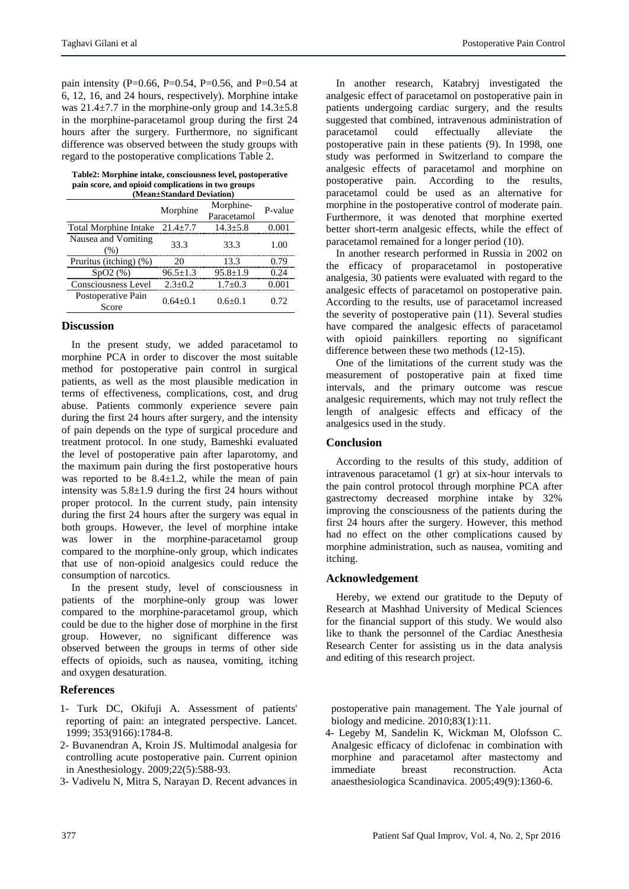pain intensity (P=0.66, P=0.54, P=0.56, and P=0.54 at 6, 12, 16, and 24 hours, respectively). Morphine intake was 21.4±7.7 in the morphine-only group and 14.3±5.8 in the morphine-paracetamol group during the first 24 hours after the surgery. Furthermore, no significant difference was observed between the study groups with regard to the postoperative complications Table 2.

**Table2: Morphine intake, consciousness level, postoperative pain score, and opioid complications in two groups (Mean±Standard Deviation)**

| | Morphine | Morphine-Paracetamol | P-value |
|---|---|---|---|
| Total Morphine Intake | 21.4±7.7 | 14.3±5.8 | 0.001 |
| Nausea and Vomiting (%) | 33.3 | 33.3 | 1.00 |
| Pruritus (itching) (%) | 20 | 13.3 | 0.79 |
| SpO2 (%) | 96.5±1.3 | 95.8±1.9 | 0.24 |
| Consciousness Level | 2.3±0.2 | 1.7±0.3 | 0.001 |
| Postoperative Pain Score | 0.64±0.1 | 0.6±0.1 | 0.72 |

## Discussion

In the present study, we added paracetamol to morphine PCA in order to discover the most suitable method for postoperative pain control in surgical patients, as well as the most plausible medication in terms of effectiveness, complications, cost, and drug abuse. Patients commonly experience severe pain during the first 24 hours after surgery, and the intensity of pain depends on the type of surgical procedure and treatment protocol. In one study, Bameshki evaluated the level of postoperative pain after laparotomy, and the maximum pain during the first postoperative hours was reported to be 8.4±1.2, while the mean of pain intensity was 5.8±1.9 during the first 24 hours without proper protocol. In the current study, pain intensity during the first 24 hours after the surgery was equal in both groups. However, the level of morphine intake was lower in the morphine-paracetamol group compared to the morphine-only group, which indicates that use of non-opioid analgesics could reduce the consumption of narcotics.

In the present study, level of consciousness in patients of the morphine-only group was lower compared to the morphine-paracetamol group, which could be due to the higher dose of morphine in the first group. However, no significant difference was observed between the groups in terms of other side effects of opioids, such as nausea, vomiting, itching and oxygen desaturation.

In another research, Katabryj investigated the analgesic effect of paracetamol on postoperative pain in patients undergoing cardiac surgery, and the results suggested that combined, intravenous administration of paracetamol could effectually alleviate the postoperative pain in these patients (9). In 1998, one study was performed in Switzerland to compare the analgesic effects of paracetamol and morphine on postoperative pain. According to the results, paracetamol could be used as an alternative for morphine in the postoperative control of moderate pain. Furthermore, it was denoted that morphine exerted better short-term analgesic effects, while the effect of paracetamol remained for a longer period (10).

In another research performed in Russia in 2002 on the efficacy of proparacetamol in postoperative analgesia, 30 patients were evaluated with regard to the analgesic effects of paracetamol on postoperative pain. According to the results, use of paracetamol increased the severity of postoperative pain (11). Several studies have compared the analgesic effects of paracetamol with opioid painkillers reporting no significant difference between these two methods (12-15).

One of the limitations of the current study was the measurement of postoperative pain at fixed time intervals, and the primary outcome was rescue analgesic requirements, which may not truly reflect the length of analgesic effects and efficacy of the analgesics used in the study.

## Conclusion

According to the results of this study, addition of intravenous paracetamol (1 gr) at six-hour intervals to the pain control protocol through morphine PCA after gastrectomy decreased morphine intake by 32% improving the consciousness of the patients during the first 24 hours after the surgery. However, this method had no effect on the other complications caused by morphine administration, such as nausea, vomiting and itching.

## Acknowledgement

Hereby, we extend our gratitude to the Deputy of Research at Mashhad University of Medical Sciences for the financial support of this study. We would also like to thank the personnel of the Cardiac Anesthesia Research Center for assisting us in the data analysis and editing of this research project.

## References

1- Turk DC, Okifuji A. Assessment of patients' reporting of pain: an integrated perspective. Lancet. 1999; 353(9166):1784-8.

2- Buvanendran A, Kroin JS. Multimodal analgesia for controlling acute postoperative pain. Current opinion in Anesthesiology. 2009;22(5):588-93.

3- Vadivelu N, Mitra S, Narayan D. Recent advances in postoperative pain management. The Yale journal of biology and medicine. 2010;83(1):11.

4- Legeby M, Sandelin K, Wickman M, Olofsson C. Analgesic efficacy of diclofenac in combination with morphine and paracetamol after mastectomy and immediate breast reconstruction. Acta anaesthesiologica Scandinavica. 2005;49(9):1360-6.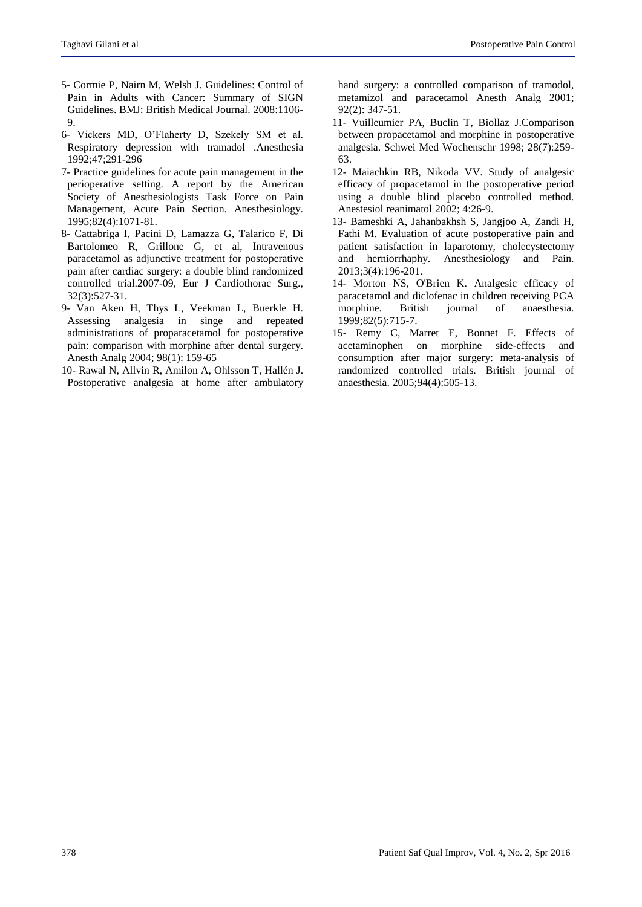5- Cormie P, Nairn M, Welsh J. Guidelines: Control of Pain in Adults with Cancer: Summary of SIGN Guidelines. BMJ: British Medical Journal. 2008:1106-9.

6- Vickers MD, O'Flaherty D, Szekely SM et al. Respiratory depression with tramadol .Anesthesia 1992;47;291-296

7- Practice guidelines for acute pain management in the perioperative setting. A report by the American Society of Anesthesiologists Task Force on Pain Management, Acute Pain Section. Anesthesiology. 1995;82(4):1071-81.

8- Cattabriga I, Pacini D, Lamazza G, Talarico F, Di Bartolomeo R, Grillone G, et al, Intravenous paracetamol as adjunctive treatment for postoperative pain after cardiac surgery: a double blind randomized controlled trial.2007-09, Eur J Cardiothorac Surg., 32(3):527-31.

9- Van Aken H, Thys L, Veekman L, Buerkle H. Assessing analgesia in singe and repeated administrations of proparacetamol for postoperative pain: comparison with morphine after dental surgery. Anesth Analg 2004; 98(1): 159-65

10- Rawal N, Allvin R, Amilon A, Ohlsson T, Hallén J. Postoperative analgesia at home after ambulatory hand surgery: a controlled comparison of tramodol, metamizol and paracetamol Anesth Analg 2001; 92(2): 347-51.

11- Vuilleumier PA, Buclin T, Biollaz J.Comparison between propacetamol and morphine in postoperative analgesia. Schwei Med Wochenschr 1998; 28(7):259-63.

12- Maiachkin RB, Nikoda VV. Study of analgesic efficacy of propacetamol in the postoperative period using a double blind placebo controlled method. Anestesiol reanimatol 2002; 4:26-9.

13- Bameshki A, Jahanbakhsh S, Jangjoo A, Zandi H, Fathi M. Evaluation of acute postoperative pain and patient satisfaction in laparotomy, cholecystectomy and herniorrhaphy. Anesthesiology and Pain. 2013;3(4):196-201.

14- Morton NS, O'Brien K. Analgesic efficacy of paracetamol and diclofenac in children receiving PCA morphine. British journal of anaesthesia. 1999;82(5):715-7.

15- Remy C, Marret E, Bonnet F. Effects of acetaminophen on morphine side-effects and consumption after major surgery: meta-analysis of randomized controlled trials. British journal of anaesthesia. 2005;94(4):505-13.